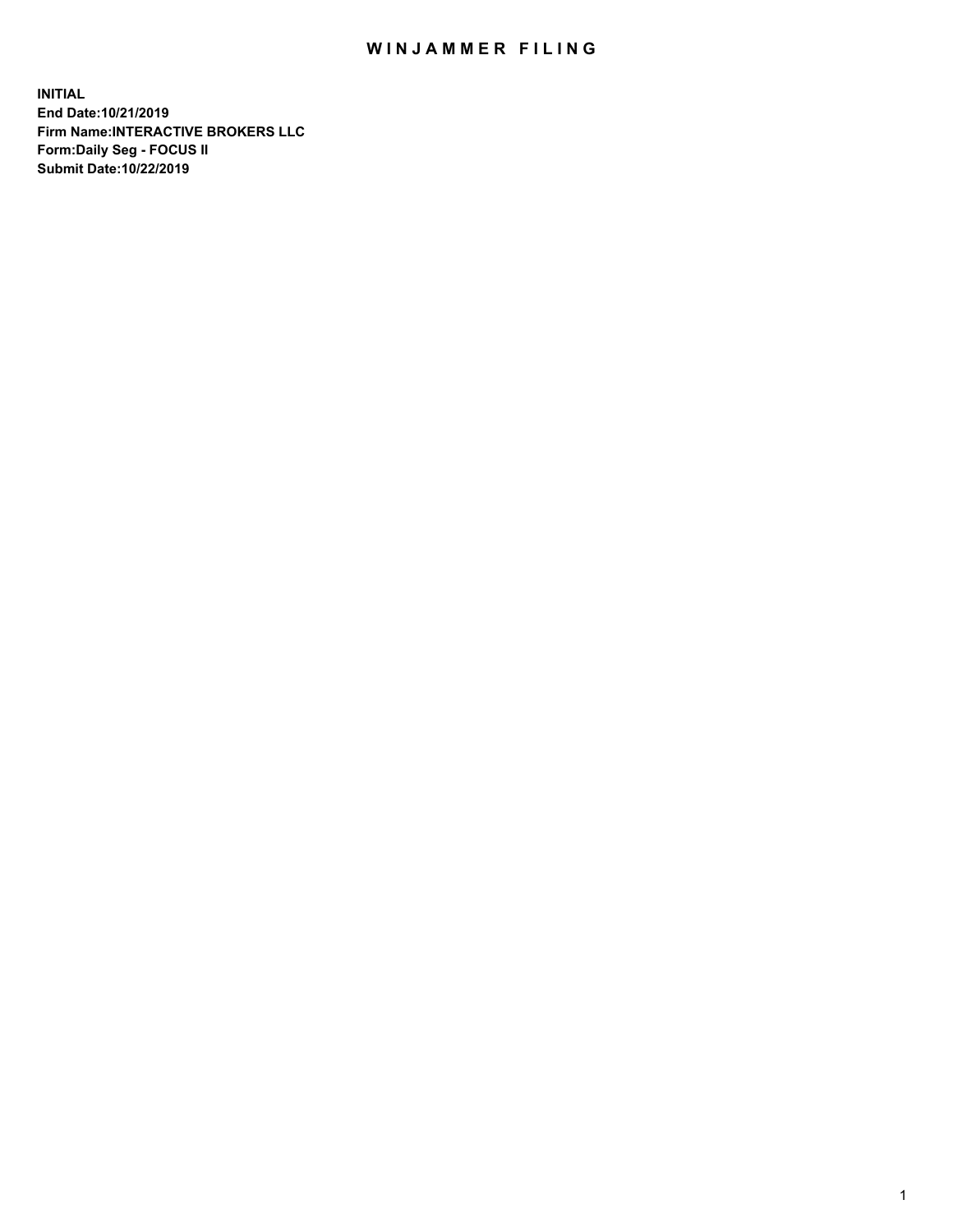# WINJAMMER FILING

**INITIAL**
**End Date:10/21/2019**
**Firm Name:INTERACTIVE BROKERS LLC**
**Form:Daily Seg - FOCUS II**
**Submit Date:10/22/2019**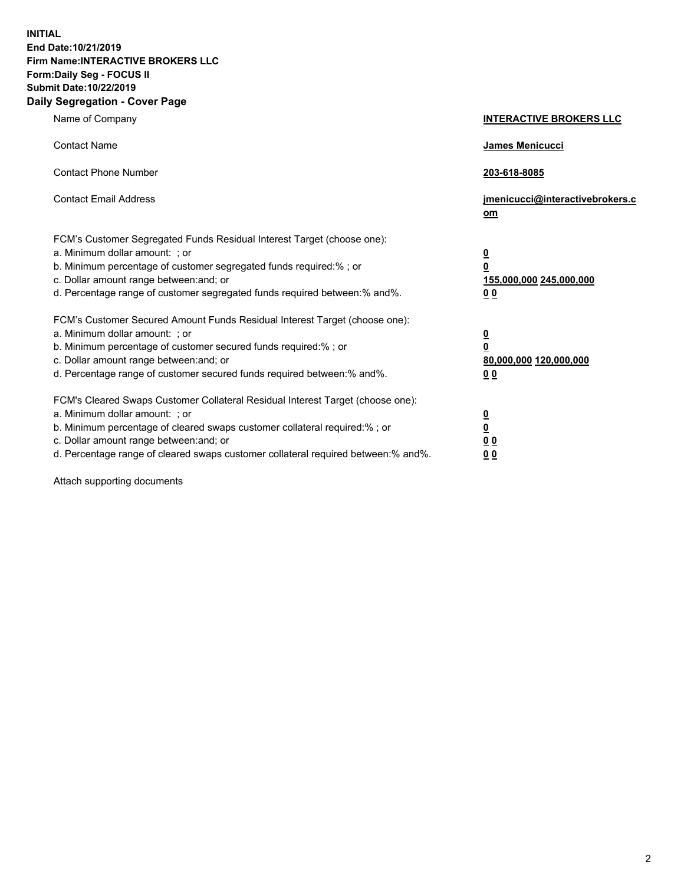**INITIAL**
**End Date:10/21/2019**
**Firm Name:INTERACTIVE BROKERS LLC**
**Form:Daily Seg - FOCUS II**
**Submit Date:10/22/2019**
**Daily Segregation - Cover Page**

| | |
|---|---|
| Name of Company | **INTERACTIVE BROKERS LLC** |
| Contact Name | **James Menicucci** |
| Contact Phone Number | **203-618-8085** |
| Contact Email Address | **jmenicucci@interactivebrokers.com** |

FCM's Customer Segregated Funds Residual Interest Target (choose one):

| | |
|---|---|
| a. Minimum dollar amount: ; or | **0** |
| b. Minimum percentage of customer segregated funds required:% ; or | **0** |
| c. Dollar amount range between:and; or | **155,000,000** **245,000,000** |
| d. Percentage range of customer segregated funds required between:% and%. | **0** **0** |

FCM's Customer Secured Amount Funds Residual Interest Target (choose one):

| | |
|---|---|
| a. Minimum dollar amount: ; or | **0** |
| b. Minimum percentage of customer secured funds required:% ; or | **0** |
| c. Dollar amount range between:and; or | **80,000,000** **120,000,000** |
| d. Percentage range of customer secured funds required between:% and%. | **0** **0** |

FCM's Cleared Swaps Customer Collateral Residual Interest Target (choose one):

| | |
|---|---|
| a. Minimum dollar amount: ; or | **0** |
| b. Minimum percentage of cleared swaps customer collateral required:% ; or | **0** |
| c. Dollar amount range between:and; or | **0** **0** |
| d. Percentage range of cleared swaps customer collateral required between:% and%. | **0** **0** |

Attach supporting documents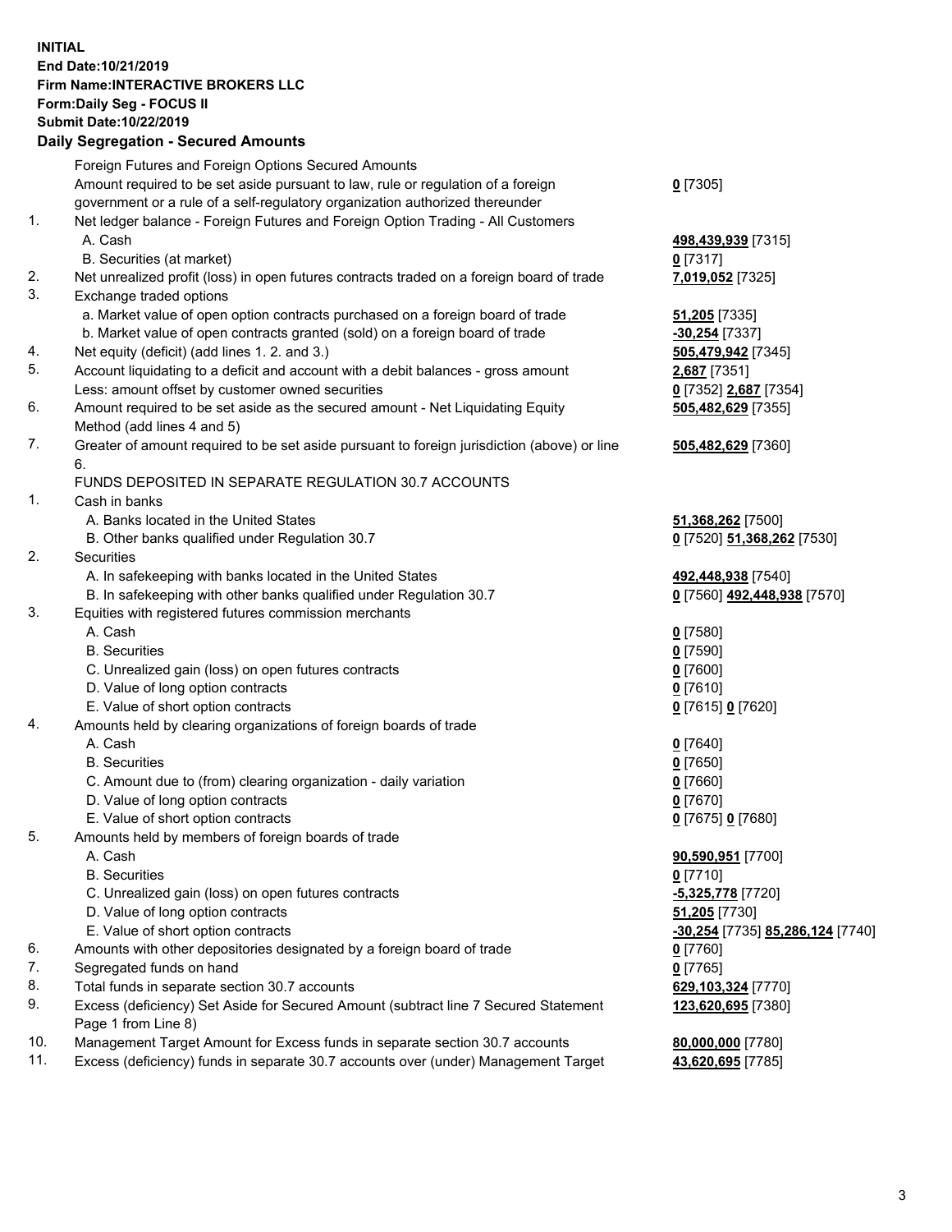**INITIAL**
**End Date:10/21/2019**
**Firm Name:INTERACTIVE BROKERS LLC**
**Form:Daily Seg - FOCUS II**
**Submit Date:10/22/2019**

### Daily Segregation - Secured Amounts

| | | |
|---|---|---|
| | Foreign Futures and Foreign Options Secured Amounts | |
| | Amount required to be set aside pursuant to law, rule or regulation of a foreign government or a rule of a self-regulatory organization authorized thereunder | **0** [7305] |
| 1. | Net ledger balance - Foreign Futures and Foreign Option Trading - All Customers | |
| | A. Cash | **498,439,939** [7315] |
| | B. Securities (at market) | **0** [7317] |
| 2. | Net unrealized profit (loss) in open futures contracts traded on a foreign board of trade | **7,019,052** [7325] |
| 3. | Exchange traded options | |
| | a. Market value of open option contracts purchased on a foreign board of trade | **51,205** [7335] |
| | b. Market value of open contracts granted (sold) on a foreign board of trade | **-30,254** [7337] |
| 4. | Net equity (deficit) (add lines 1. 2. and 3.) | **505,479,942** [7345] |
| 5. | Account liquidating to a deficit and account with a debit balances - gross amount | **2,687** [7351] |
| | Less: amount offset by customer owned securities | **0** [7352] **2,687** [7354] |
| 6. | Amount required to be set aside as the secured amount - Net Liquidating Equity Method (add lines 4 and 5) | **505,482,629** [7355] |
| 7. | Greater of amount required to be set aside pursuant to foreign jurisdiction (above) or line 6. | **505,482,629** [7360] |
| | FUNDS DEPOSITED IN SEPARATE REGULATION 30.7 ACCOUNTS | |
| 1. | Cash in banks | |
| | A. Banks located in the United States | **51,368,262** [7500] |
| | B. Other banks qualified under Regulation 30.7 | **0** [7520] **51,368,262** [7530] |
| 2. | Securities | |
| | A. In safekeeping with banks located in the United States | **492,448,938** [7540] |
| | B. In safekeeping with other banks qualified under Regulation 30.7 | **0** [7560] **492,448,938** [7570] |
| 3. | Equities with registered futures commission merchants | |
| | A. Cash | **0** [7580] |
| | B. Securities | **0** [7590] |
| | C. Unrealized gain (loss) on open futures contracts | **0** [7600] |
| | D. Value of long option contracts | **0** [7610] |
| | E. Value of short option contracts | **0** [7615] **0** [7620] |
| 4. | Amounts held by clearing organizations of foreign boards of trade | |
| | A. Cash | **0** [7640] |
| | B. Securities | **0** [7650] |
| | C. Amount due to (from) clearing organization - daily variation | **0** [7660] |
| | D. Value of long option contracts | **0** [7670] |
| | E. Value of short option contracts | **0** [7675] **0** [7680] |
| 5. | Amounts held by members of foreign boards of trade | |
| | A. Cash | **90,590,951** [7700] |
| | B. Securities | **0** [7710] |
| | C. Unrealized gain (loss) on open futures contracts | **-5,325,778** [7720] |
| | D. Value of long option contracts | **51,205** [7730] |
| | E. Value of short option contracts | **-30,254** [7735] **85,286,124** [7740] |
| 6. | Amounts with other depositories designated by a foreign board of trade | **0** [7760] |
| 7. | Segregated funds on hand | **0** [7765] |
| 8. | Total funds in separate section 30.7 accounts | **629,103,324** [7770] |
| 9. | Excess (deficiency) Set Aside for Secured Amount (subtract line 7 Secured Statement Page 1 from Line 8) | **123,620,695** [7380] |
| 10. | Management Target Amount for Excess funds in separate section 30.7 accounts | **80,000,000** [7780] |
| 11. | Excess (deficiency) funds in separate 30.7 accounts over (under) Management Target | **43,620,695** [7785] |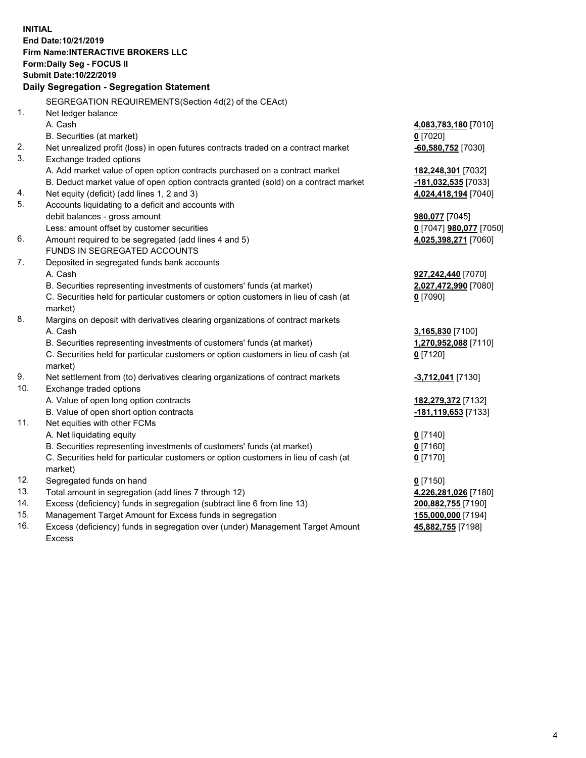**INITIAL**
**End Date:10/21/2019**
**Firm Name:INTERACTIVE BROKERS LLC**
**Form:Daily Seg - FOCUS II**
**Submit Date:10/22/2019**

**Daily Segregation - Segregation Statement**

| | | |
|---|---|---|
| | SEGREGATION REQUIREMENTS(Section 4d(2) of the CEAct) | |
| 1. | Net ledger balance | |
| | A. Cash | **4,083,783,180** [7010] |
| | B. Securities (at market) | **0** [7020] |
| 2. | Net unrealized profit (loss) in open futures contracts traded on a contract market | **-60,580,752** [7030] |
| 3. | Exchange traded options | |
| | A. Add market value of open option contracts purchased on a contract market | **182,248,301** [7032] |
| | B. Deduct market value of open option contracts granted (sold) on a contract market | **-181,032,535** [7033] |
| 4. | Net equity (deficit) (add lines 1, 2 and 3) | **4,024,418,194** [7040] |
| 5. | Accounts liquidating to a deficit and accounts with | |
| | debit balances - gross amount | **980,077** [7045] |
| | Less: amount offset by customer securities | **0** [7047] **980,077** [7050] |
| 6. | Amount required to be segregated (add lines 4 and 5) | **4,025,398,271** [7060] |
| | FUNDS IN SEGREGATED ACCOUNTS | |
| 7. | Deposited in segregated funds bank accounts | |
| | A. Cash | **927,242,440** [7070] |
| | B. Securities representing investments of customers' funds (at market) | **2,027,472,990** [7080] |
| | C. Securities held for particular customers or option customers in lieu of cash (at market) | **0** [7090] |
| 8. | Margins on deposit with derivatives clearing organizations of contract markets | |
| | A. Cash | **3,165,830** [7100] |
| | B. Securities representing investments of customers' funds (at market) | **1,270,952,088** [7110] |
| | C. Securities held for particular customers or option customers in lieu of cash (at market) | **0** [7120] |
| 9. | Net settlement from (to) derivatives clearing organizations of contract markets | **-3,712,041** [7130] |
| 10. | Exchange traded options | |
| | A. Value of open long option contracts | **182,279,372** [7132] |
| | B. Value of open short option contracts | **-181,119,653** [7133] |
| 11. | Net equities with other FCMs | |
| | A. Net liquidating equity | **0** [7140] |
| | B. Securities representing investments of customers' funds (at market) | **0** [7160] |
| | C. Securities held for particular customers or option customers in lieu of cash (at market) | **0** [7170] |
| 12. | Segregated funds on hand | **0** [7150] |
| 13. | Total amount in segregation (add lines 7 through 12) | **4,226,281,026** [7180] |
| 14. | Excess (deficiency) funds in segregation (subtract line 6 from line 13) | **200,882,755** [7190] |
| 15. | Management Target Amount for Excess funds in segregation | **155,000,000** [7194] |
| 16. | Excess (deficiency) funds in segregation over (under) Management Target Amount Excess | **45,882,755** [7198] |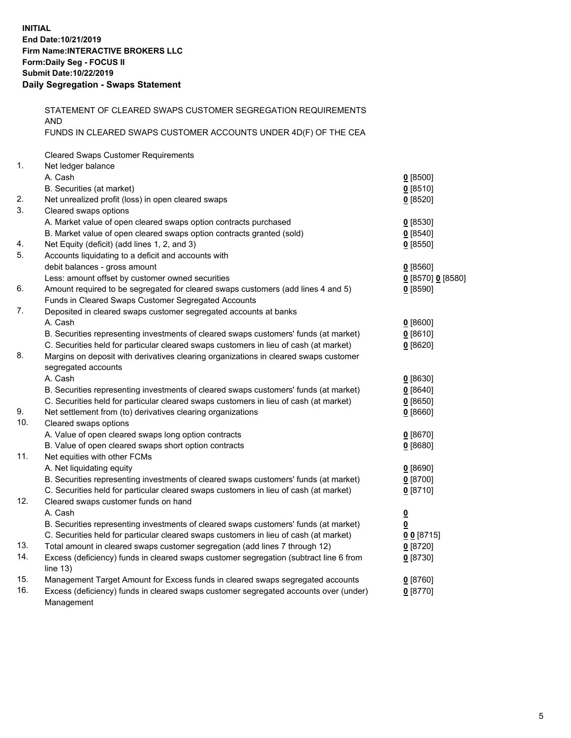**INITIAL**
**End Date:10/21/2019**
**Firm Name:INTERACTIVE BROKERS LLC**
**Form:Daily Seg - FOCUS II**
**Submit Date:10/22/2019**
**Daily Segregation - Swaps Statement**

STATEMENT OF CLEARED SWAPS CUSTOMER SEGREGATION REQUIREMENTS AND FUNDS IN CLEARED SWAPS CUSTOMER ACCOUNTS UNDER 4D(F) OF THE CEA

| | | |
|---|---|---|
| | Cleared Swaps Customer Requirements | |
| 1. | Net ledger balance | |
| | A. Cash | 0 [8500] |
| | B. Securities (at market) | 0 [8510] |
| 2. | Net unrealized profit (loss) in open cleared swaps | 0 [8520] |
| 3. | Cleared swaps options | |
| | A. Market value of open cleared swaps option contracts purchased | 0 [8530] |
| | B. Market value of open cleared swaps option contracts granted (sold) | 0 [8540] |
| 4. | Net Equity (deficit) (add lines 1, 2, and 3) | 0 [8550] |
| 5. | Accounts liquidating to a deficit and accounts with debit balances - gross amount | 0 [8560] |
| | Less: amount offset by customer owned securities | 0 [8570] 0 [8580] |
| 6. | Amount required to be segregated for cleared swaps customers (add lines 4 and 5) | 0 [8590] |
| | Funds in Cleared Swaps Customer Segregated Accounts | |
| 7. | Deposited in cleared swaps customer segregated accounts at banks | |
| | A. Cash | 0 [8600] |
| | B. Securities representing investments of cleared swaps customers' funds (at market) | 0 [8610] |
| | C. Securities held for particular cleared swaps customers in lieu of cash (at market) | 0 [8620] |
| 8. | Margins on deposit with derivatives clearing organizations in cleared swaps customer segregated accounts | |
| | A. Cash | 0 [8630] |
| | B. Securities representing investments of cleared swaps customers' funds (at market) | 0 [8640] |
| | C. Securities held for particular cleared swaps customers in lieu of cash (at market) | 0 [8650] |
| 9. | Net settlement from (to) derivatives clearing organizations | 0 [8660] |
| 10. | Cleared swaps options | |
| | A. Value of open cleared swaps long option contracts | 0 [8670] |
| | B. Value of open cleared swaps short option contracts | 0 [8680] |
| 11. | Net equities with other FCMs | |
| | A. Net liquidating equity | 0 [8690] |
| | B. Securities representing investments of cleared swaps customers' funds (at market) | 0 [8700] |
| | C. Securities held for particular cleared swaps customers in lieu of cash (at market) | 0 [8710] |
| 12. | Cleared swaps customer funds on hand | |
| | A. Cash | 0 |
| | B. Securities representing investments of cleared swaps customers' funds (at market) | 0 |
| | C. Securities held for particular cleared swaps customers in lieu of cash (at market) | 0 0 [8715] |
| 13. | Total amount in cleared swaps customer segregation (add lines 7 through 12) | 0 [8720] |
| 14. | Excess (deficiency) funds in cleared swaps customer segregation (subtract line 6 from line 13) | 0 [8730] |
| 15. | Management Target Amount for Excess funds in cleared swaps segregated accounts | 0 [8760] |
| 16. | Excess (deficiency) funds in cleared swaps customer segregated accounts over (under) Management | 0 [8770] |